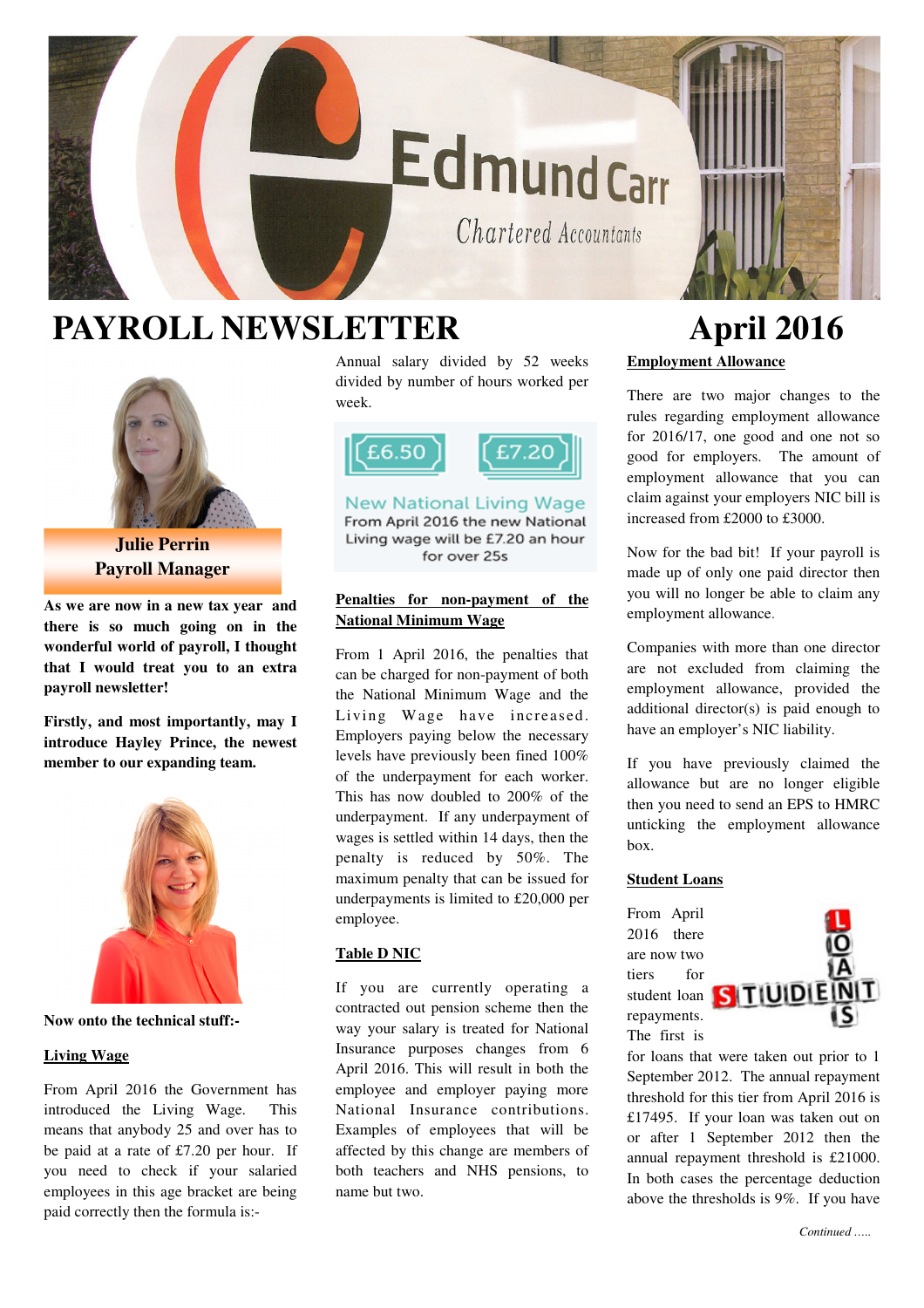# PAYROLL NEWSLETTER

# April 2016

**Julie Perrin**
**Payroll Manager**

**As we are now in a new tax year and there is so much going on in the wonderful world of payroll, I thought that I would treat you to an extra payroll newsletter!**

**Firstly, and most importantly, may I introduce Hayley Prince, the newest member to our expanding team.**

**Now onto the technical stuff:-**

## Living Wage

From April 2016 the Government has introduced the Living Wage. This means that anybody 25 and over has to be paid at a rate of £7.20 per hour. If you need to check if your salaried employees in this age bracket are being paid correctly then the formula is:-

Annual salary divided by 52 weeks divided by number of hours worked per week.

£6.50 £7.20

New National Living Wage
From April 2016 the new National Living wage will be £7.20 an hour for over 25s

## Penalties for non-payment of the National Minimum Wage

From 1 April 2016, the penalties that can be charged for non-payment of both the National Minimum Wage and the Living Wage have increased. Employers paying below the necessary levels have previously been fined 100% of the underpayment for each worker. This has now doubled to 200% of the underpayment. If any underpayment of wages is settled within 14 days, then the penalty is reduced by 50%. The maximum penalty that can be issued for underpayments is limited to £20,000 per employee.

## Table D NIC

If you are currently operating a contracted out pension scheme then the way your salary is treated for National Insurance purposes changes from 6 April 2016. This will result in both the employee and employer paying more National Insurance contributions. Examples of employees that will be affected by this change are members of both teachers and NHS pensions, to name but two.

## Employment Allowance

There are two major changes to the rules regarding employment allowance for 2016/17, one good and one not so good for employers. The amount of employment allowance that you can claim against your employers NIC bill is increased from £2000 to £3000.

Now for the bad bit! If your payroll is made up of only one paid director then you will no longer be able to claim any employment allowance.

Companies with more than one director are not excluded from claiming the employment allowance, provided the additional director(s) is paid enough to have an employer's NIC liability.

If you have previously claimed the allowance but are no longer eligible then you need to send an EPS to HMRC unticking the employment allowance box.

## Student Loans

From April 2016 there are now two tiers for student loan repayments. The first is for loans that were taken out prior to 1 September 2012. The annual repayment threshold for this tier from April 2016 is £17495. If your loan was taken out on or after 1 September 2012 then the annual repayment threshold is £21000. In both cases the percentage deduction above the thresholds is 9%. If you have

*Continued …..*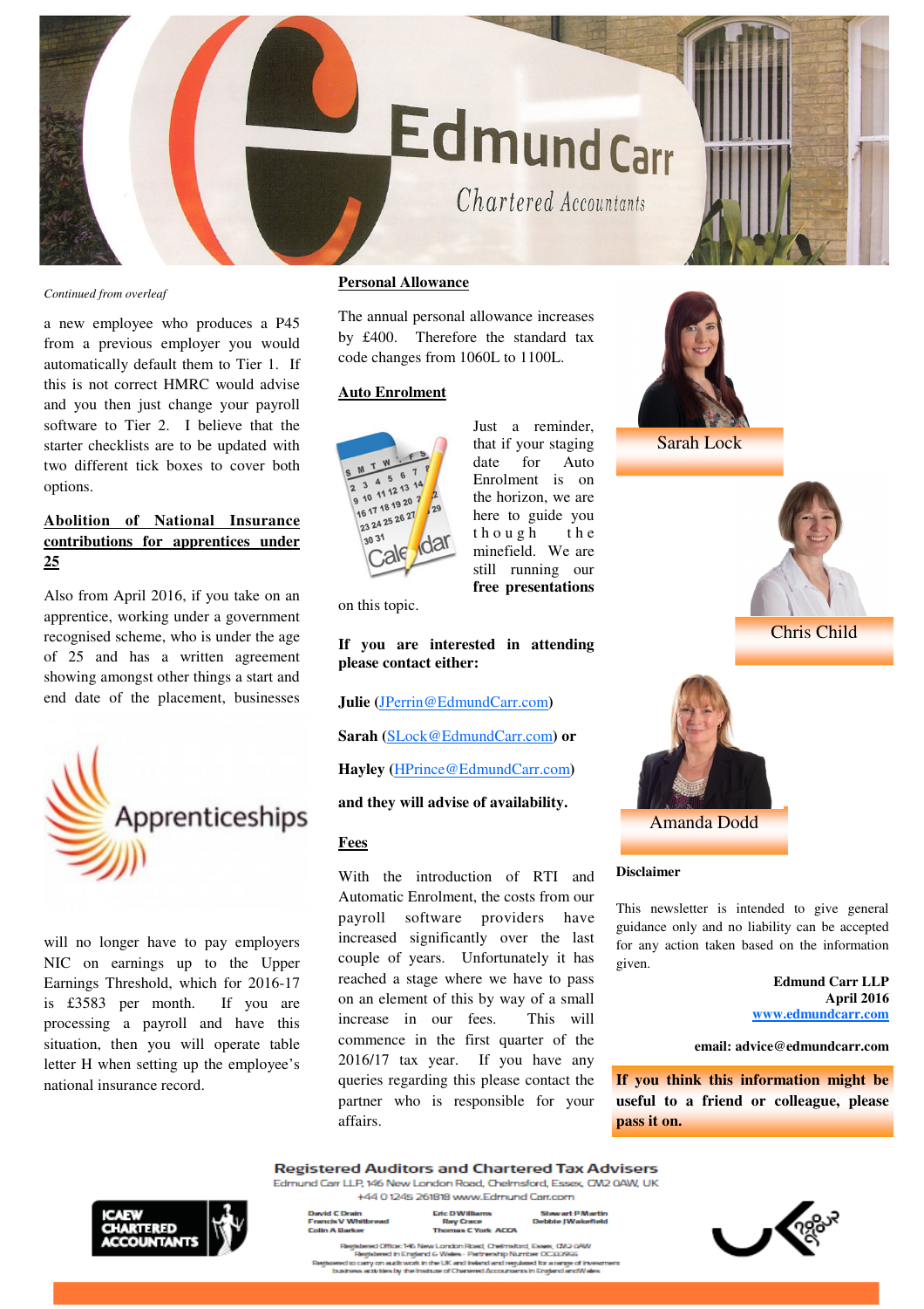*Continued from overleaf*

a new employee who produces a P45 from a previous employer you would automatically default them to Tier 1. If this is not correct HMRC would advise and you then just change your payroll software to Tier 2. I believe that the starter checklists are to be updated with two different tick boxes to cover both options.

## Abolition of National Insurance contributions for apprentices under 25

Also from April 2016, if you take on an apprentice, working under a government recognised scheme, who is under the age of 25 and has a written agreement showing amongst other things a start and end date of the placement, businesses will no longer have to pay employers NIC on earnings up to the Upper Earnings Threshold, which for 2016-17 is £3583 per month. If you are processing a payroll and have this situation, then you will operate table letter H when setting up the employee's national insurance record.

## Personal Allowance

The annual personal allowance increases by £400. Therefore the standard tax code changes from 1060L to 1100L.

## Auto Enrolment

Just a reminder, that if your staging date for Auto Enrolment is on the horizon, we are here to guide you though the minefield. We are still running our **free presentations** on this topic.

**If you are interested in attending please contact either:**

**Julie** (JPerrin@EdmundCarr.com)

**Sarah** (SLock@EdmundCarr.com) **or**

**Hayley** (HPrince@EdmundCarr.com)

**and they will advise of availability.**

## Fees

With the introduction of RTI and Automatic Enrolment, the costs from our payroll software providers have increased significantly over the last couple of years. Unfortunately it has reached a stage where we have to pass on an element of this by way of a small increase in our fees. This will commence in the first quarter of the 2016/17 tax year. If you have any queries regarding this please contact the partner who is responsible for your affairs.

Sarah Lock

Chris Child

Amanda Dodd

**Disclaimer**

This newsletter is intended to give general guidance only and no liability can be accepted for any action taken based on the information given.

**Edmund Carr LLP**
**April 2016**
**www.edmundcarr.com**

**email: advice@edmundcarr.com**

**If you think this information might be useful to a friend or colleague, please pass it on.**

**Registered Auditors and Chartered Tax Advisers**

Edmund Carr LLP, 146 New London Road, Chelmsford, Essex, CM2 0AW, UK
+44 0 1245 261818 www.Edmund Carr.com

David C Drain, Francis V Whitbread, Colin A Barker, Eric D Williams, Ray Crace, Thomas C York ACCA, Stewart P Martin, Debbie J Wakefield

Registered Office: 146 New London Road, Chelmsford, Essex, CM2 0AW
Registered in England & Wales - Partnership Number OC333966
Registered to carry on audit work in the UK and Ireland and regulated for a range of investment business activities by the Institute of Chartered Accountants in England and Wales.